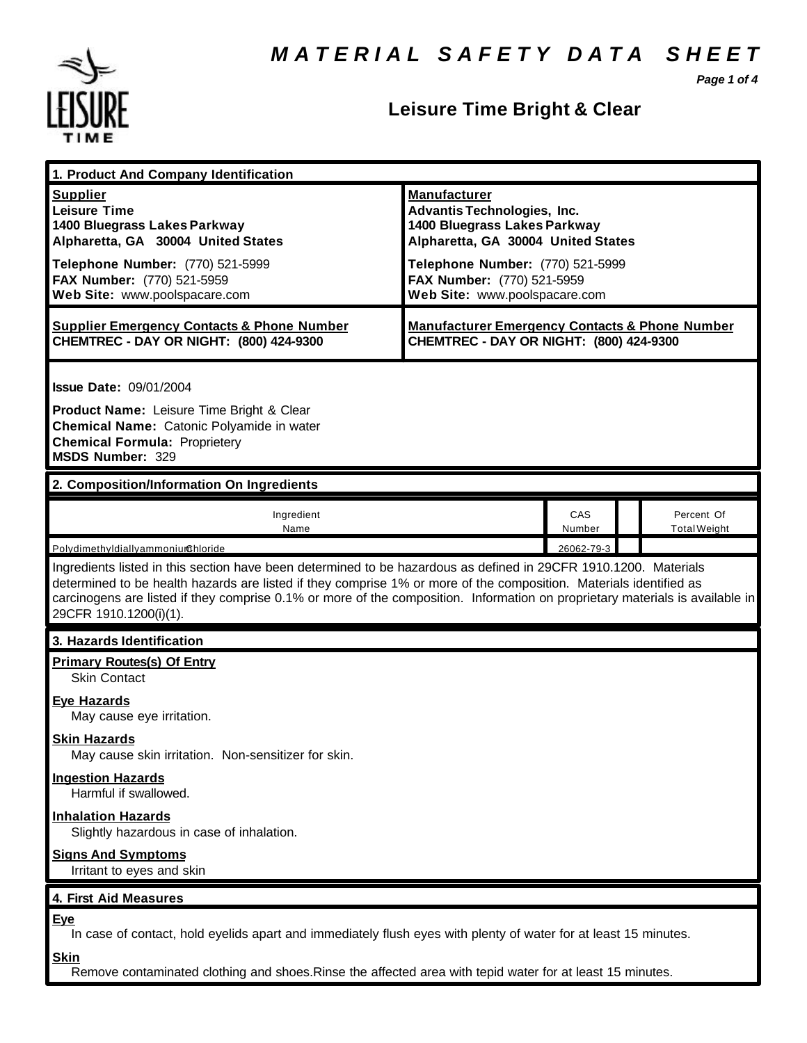# MATERIAL SAFETY DATA SHEET

## Leisure Time Bright & Clear

### 1. Product And Company Identification

| **Supplier** | **Manufacturer** |
|---|---|
| **Leisure Time**<br>**1400 Bluegrass Lakes Parkway**<br>**Alpharetta, GA 30004 United States** | **Advantis Technologies, Inc.**<br>**1400 Bluegrass Lakes Parkway**<br>**Alpharetta, GA 30004 United States** |
| **Telephone Number:** (770) 521-5999<br>**FAX Number:** (770) 521-5959<br>**Web Site:** www.poolspacare.com | **Telephone Number:** (770) 521-5999<br>**FAX Number:** (770) 521-5959<br>**Web Site:** www.poolspacare.com |
| **Supplier Emergency Contacts & Phone Number**<br>**CHEMTREC - DAY OR NIGHT: (800) 424-9300** | **Manufacturer Emergency Contacts & Phone Number**<br>**CHEMTREC - DAY OR NIGHT: (800) 424-9300** |

**Issue Date:** 09/01/2004

**Product Name:** Leisure Time Bright & Clear
**Chemical Name:** Catonic Polyamide in water
**Chemical Formula:** Proprietery
**MSDS Number:** 329

### 2. Composition/Information On Ingredients

| Ingredient Name | CAS Number | | Percent Of Total Weight |
|---|---|---|---|
| PolydimethyldiallyammoniumChloride | 26062-79-3 | | |

Ingredients listed in this section have been determined to be hazardous as defined in 29CFR 1910.1200. Materials determined to be health hazards are listed if they comprise 1% or more of the composition. Materials identified as carcinogens are listed if they comprise 0.1% or more of the composition. Information on proprietary materials is available in 29CFR 1910.1200(i)(1).

### 3. Hazards Identification

**Primary Routes(s) Of Entry**
Skin Contact

**Eye Hazards**
May cause eye irritation.

**Skin Hazards**
May cause skin irritation. Non-sensitizer for skin.

**Ingestion Hazards**
Harmful if swallowed.

**Inhalation Hazards**
Slightly hazardous in case of inhalation.

**Signs And Symptoms**
Irritant to eyes and skin

### 4. First Aid Measures

**Eye**
In case of contact, hold eyelids apart and immediately flush eyes with plenty of water for at least 15 minutes.

**Skin**
Remove contaminated clothing and shoes.Rinse the affected area with tepid water for at least 15 minutes.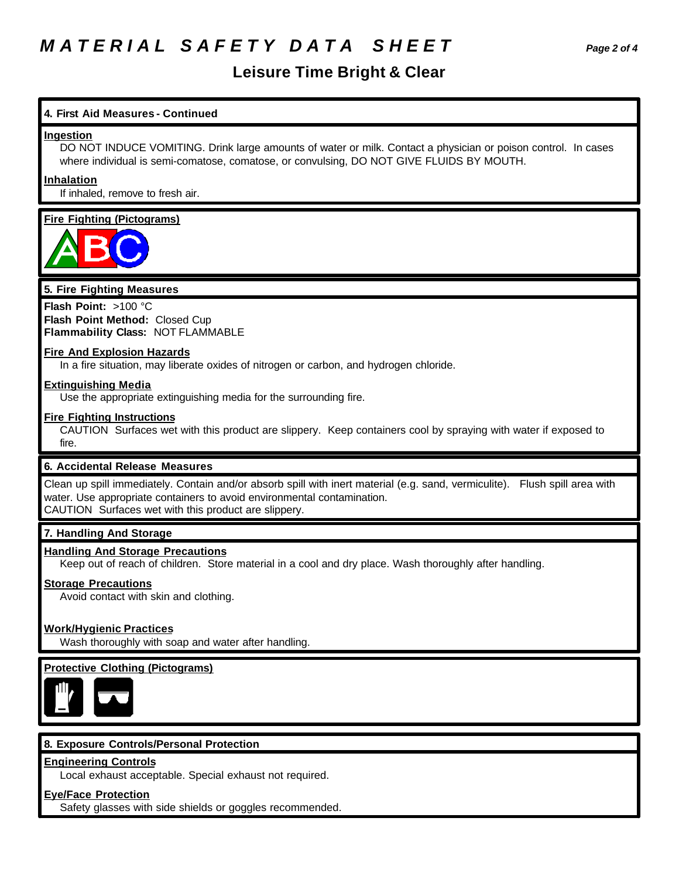## 4. First Aid Measures - Continued

**Ingestion**

DO NOT INDUCE VOMITING. Drink large amounts of water or milk. Contact a physician or poison control. In cases where individual is semi-comatose, comatose, or convulsing, DO NOT GIVE FLUIDS BY MOUTH.

**Inhalation**

If inhaled, remove to fresh air.

**Fire Fighting (Pictograms)**

## 5. Fire Fighting Measures

**Flash Point:** >100 °C
**Flash Point Method:** Closed Cup
**Flammability Class:** NOT FLAMMABLE

**Fire And Explosion Hazards**

In a fire situation, may liberate oxides of nitrogen or carbon, and hydrogen chloride.

**Extinguishing Media**

Use the appropriate extinguishing media for the surrounding fire.

**Fire Fighting Instructions**

CAUTION Surfaces wet with this product are slippery. Keep containers cool by spraying with water if exposed to fire.

## 6. Accidental Release Measures

Clean up spill immediately. Contain and/or absorb spill with inert material (e.g. sand, vermiculite). Flush spill area with water. Use appropriate containers to avoid environmental contamination.
CAUTION Surfaces wet with this product are slippery.

## 7. Handling And Storage

**Handling And Storage Precautions**

Keep out of reach of children. Store material in a cool and dry place. Wash thoroughly after handling.

**Storage Precautions**

Avoid contact with skin and clothing.

**Work/Hygienic Practices**

Wash thoroughly with soap and water after handling.

**Protective Clothing (Pictograms)**

## 8. Exposure Controls/Personal Protection

**Engineering Controls**

Local exhaust acceptable. Special exhaust not required.

**Eye/Face Protection**

Safety glasses with side shields or goggles recommended.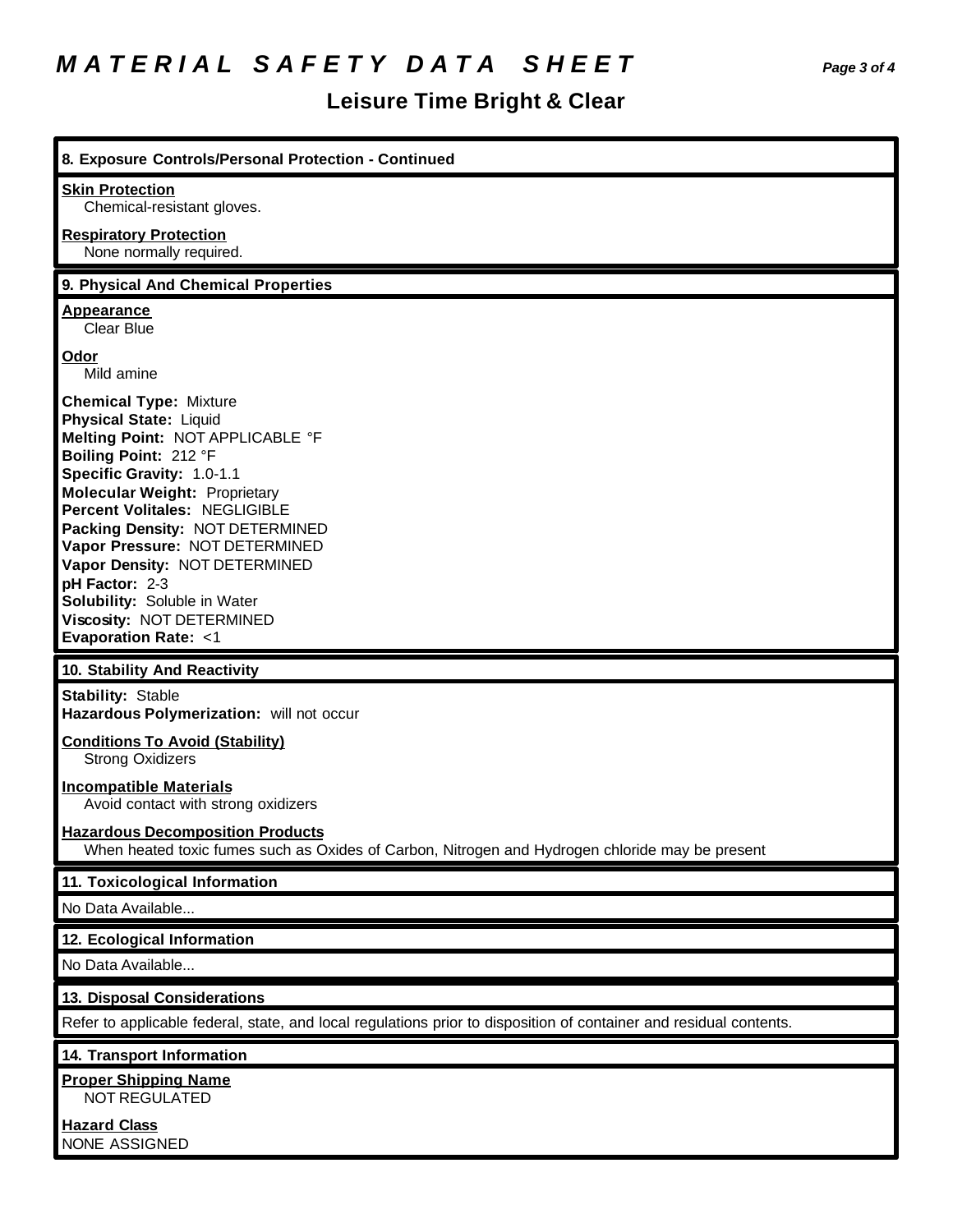# MATERIAL SAFETY DATA SHEET

## Leisure Time Bright & Clear

### 8. Exposure Controls/Personal Protection - Continued

**Skin Protection**
Chemical-resistant gloves.

**Respiratory Protection**
None normally required.

### 9. Physical And Chemical Properties

**Appearance**
Clear Blue

**Odor**
Mild amine

**Chemical Type:** Mixture
**Physical State:** Liquid
**Melting Point:** NOT APPLICABLE °F
**Boiling Point:** 212 °F
**Specific Gravity:** 1.0-1.1
**Molecular Weight:** Proprietary
**Percent Volitales:** NEGLIGIBLE
**Packing Density:** NOT DETERMINED
**Vapor Pressure:** NOT DETERMINED
**Vapor Density:** NOT DETERMINED
**pH Factor:** 2-3
**Solubility:** Soluble in Water
**Viscosity:** NOT DETERMINED
**Evaporation Rate:** <1

### 10. Stability And Reactivity

**Stability:** Stable
**Hazardous Polymerization:** will not occur

**Conditions To Avoid (Stability)**
Strong Oxidizers

**Incompatible Materials**
Avoid contact with strong oxidizers

**Hazardous Decomposition Products**
When heated toxic fumes such as Oxides of Carbon, Nitrogen and Hydrogen chloride may be present

### 11. Toxicological Information

No Data Available...

### 12. Ecological Information

No Data Available...

### 13. Disposal Considerations

Refer to applicable federal, state, and local regulations prior to disposition of container and residual contents.

### 14. Transport Information

**Proper Shipping Name**
NOT REGULATED

**Hazard Class**
NONE ASSIGNED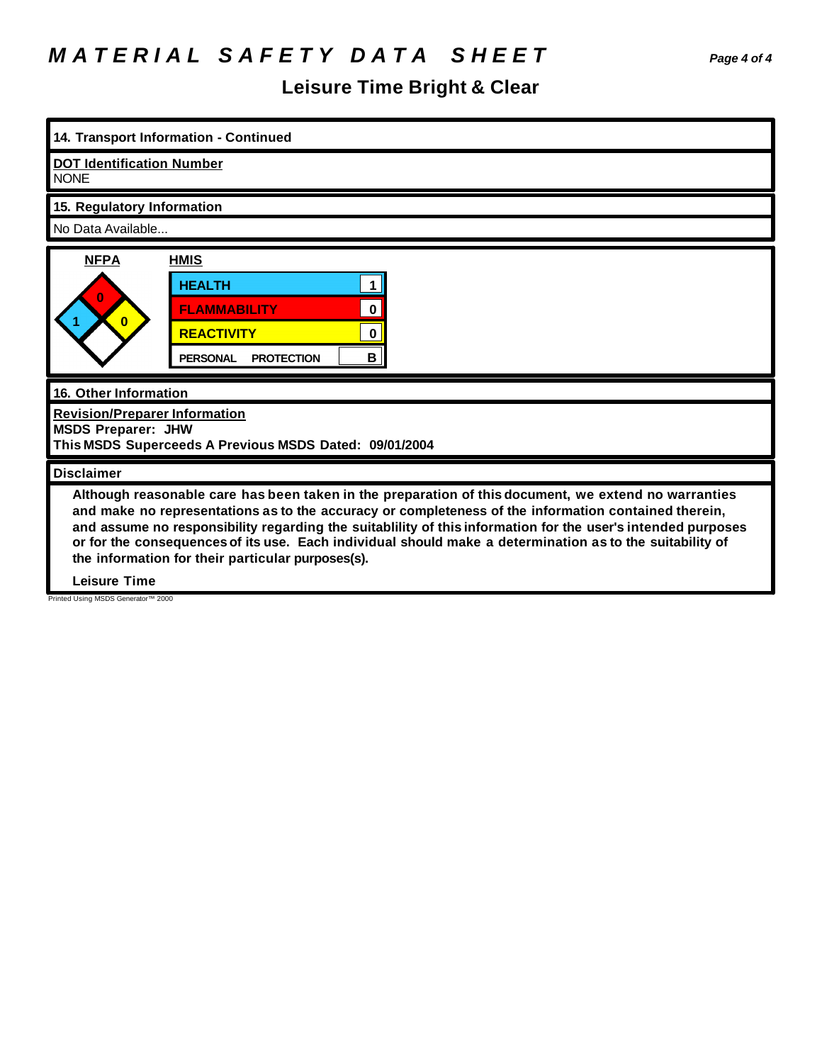# MATERIAL SAFETY DATA SHEET

## Leisure Time Bright & Clear

### 14. Transport Information - Continued

**DOT Identification Number**
NONE

### 15. Regulatory Information

No Data Available...

**NFPA**

0
1 0

**HMIS**

| | |
|---|---|
| HEALTH | 1 |
| FLAMMABILITY | 0 |
| REACTIVITY | 0 |
| PERSONAL PROTECTION | B |

### 16. Other Information

**Revision/Preparer Information**
**MSDS Preparer: JHW**
**This MSDS Superceeds A Previous MSDS Dated: 09/01/2004**

### Disclaimer

**Although reasonable care has been taken in the preparation of this document, we extend no warranties and make no representations as to the accuracy or completeness of the information contained therein, and assume no responsibility regarding the suitablility of this information for the user's intended purposes or for the consequences of its use. Each individual should make a determination as to the suitability of the information for their particular purposes(s).**

**Leisure Time**

Printed Using MSDS Generator™ 2000